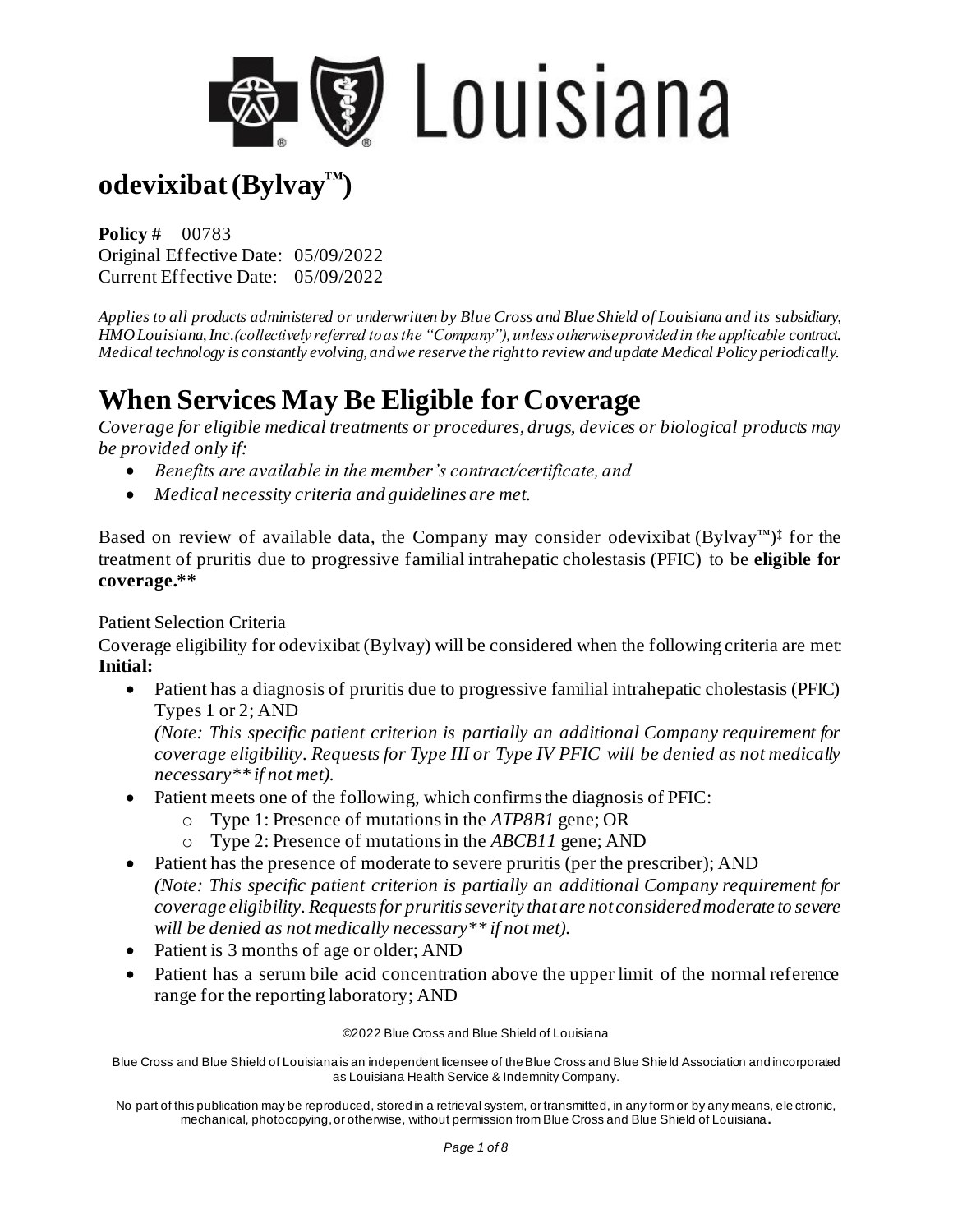# odevixibat (Bylvay™)

**Policy #** 00783
Original Effective Date: 05/09/2022
Current Effective Date: 05/09/2022

*Applies to all products administered or underwritten by Blue Cross and Blue Shield of Louisiana and its subsidiary, HMO Louisiana, Inc.(collectively referred to as the "Company"), unless otherwise provided in the applicable contract. Medical technology is constantly evolving, and we reserve the right to review and update Medical Policy periodically.*

# When Services May Be Eligible for Coverage

*Coverage for eligible medical treatments or procedures, drugs, devices or biological products may be provided only if:*

- *Benefits are available in the member's contract/certificate, and*
- *Medical necessity criteria and guidelines are met.*

Based on review of available data, the Company may consider odevixibat (Bylvay™)‡ for the treatment of pruritis due to progressive familial intrahepatic cholestasis (PFIC) to be **eligible for coverage.****

Patient Selection Criteria

Coverage eligibility for odevixibat (Bylvay) will be considered when the following criteria are met:

**Initial:**

- Patient has a diagnosis of pruritis due to progressive familial intrahepatic cholestasis (PFIC) Types 1 or 2; AND
  *(Note: This specific patient criterion is partially an additional Company requirement for coverage eligibility. Requests for Type III or Type IV PFIC will be denied as not medically necessary** if not met).*
- Patient meets one of the following, which confirms the diagnosis of PFIC:
  - Type 1: Presence of mutations in the *ATP8B1* gene; OR
  - Type 2: Presence of mutations in the *ABCB11* gene; AND
- Patient has the presence of moderate to severe pruritis (per the prescriber); AND
  *(Note: This specific patient criterion is partially an additional Company requirement for coverage eligibility. Requests for pruritis severity that are not considered moderate to severe will be denied as not medically necessary** if not met).*
- Patient is 3 months of age or older; AND
- Patient has a serum bile acid concentration above the upper limit of the normal reference range for the reporting laboratory; AND

©2022 Blue Cross and Blue Shield of Louisiana

Blue Cross and Blue Shield of Louisiana is an independent licensee of the Blue Cross and Blue Shield Association and incorporated as Louisiana Health Service & Indemnity Company.

No part of this publication may be reproduced, stored in a retrieval system, or transmitted, in any form or by any means, electronic, mechanical, photocopying, or otherwise, without permission from Blue Cross and Blue Shield of Louisiana.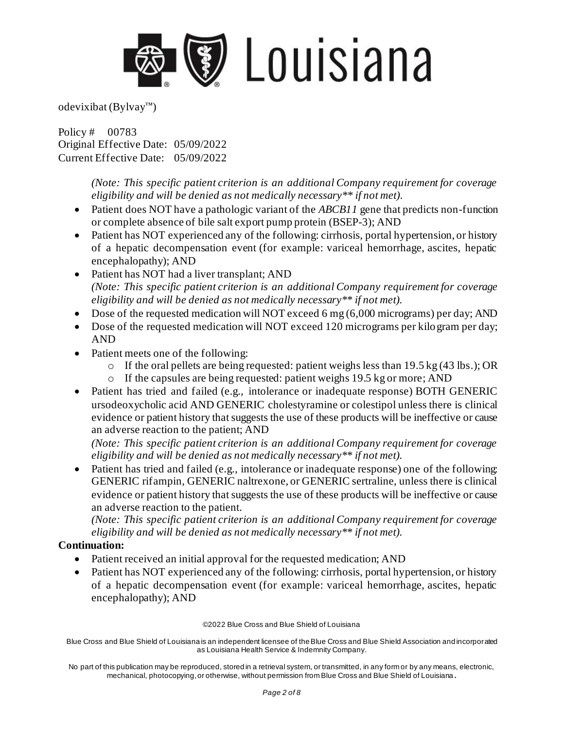*(Note: This specific patient criterion is an additional Company requirement for coverage eligibility and will be denied as not medically necessary** if not met).*

- Patient does NOT have a pathologic variant of the *ABCB11* gene that predicts non-function or complete absence of bile salt export pump protein (BSEP-3); AND
- Patient has NOT experienced any of the following: cirrhosis, portal hypertension, or history of a hepatic decompensation event (for example: variceal hemorrhage, ascites, hepatic encephalopathy); AND
- Patient has NOT had a liver transplant; AND
  *(Note: This specific patient criterion is an additional Company requirement for coverage eligibility and will be denied as not medically necessary** if not met).*
- Dose of the requested medication will NOT exceed 6 mg (6,000 micrograms) per day; AND
- Dose of the requested medication will NOT exceed 120 micrograms per kilogram per day; AND
- Patient meets one of the following:
  - If the oral pellets are being requested: patient weighs less than 19.5 kg (43 lbs.); OR
  - If the capsules are being requested: patient weighs 19.5 kg or more; AND
- Patient has tried and failed (e.g., intolerance or inadequate response) BOTH GENERIC ursodeoxycholic acid AND GENERIC cholestyramine or colestipol unless there is clinical evidence or patient history that suggests the use of these products will be ineffective or cause an adverse reaction to the patient; AND

  *(Note: This specific patient criterion is an additional Company requirement for coverage eligibility and will be denied as not medically necessary** if not met).*
- Patient has tried and failed (e.g., intolerance or inadequate response) one of the following: GENERIC rifampin, GENERIC naltrexone, or GENERIC sertraline, unless there is clinical evidence or patient history that suggests the use of these products will be ineffective or cause an adverse reaction to the patient.
  *(Note: This specific patient criterion is an additional Company requirement for coverage eligibility and will be denied as not medically necessary** if not met).*

**Continuation:**

- Patient received an initial approval for the requested medication; AND
- Patient has NOT experienced any of the following: cirrhosis, portal hypertension, or history of a hepatic decompensation event (for example: variceal hemorrhage, ascites, hepatic encephalopathy); AND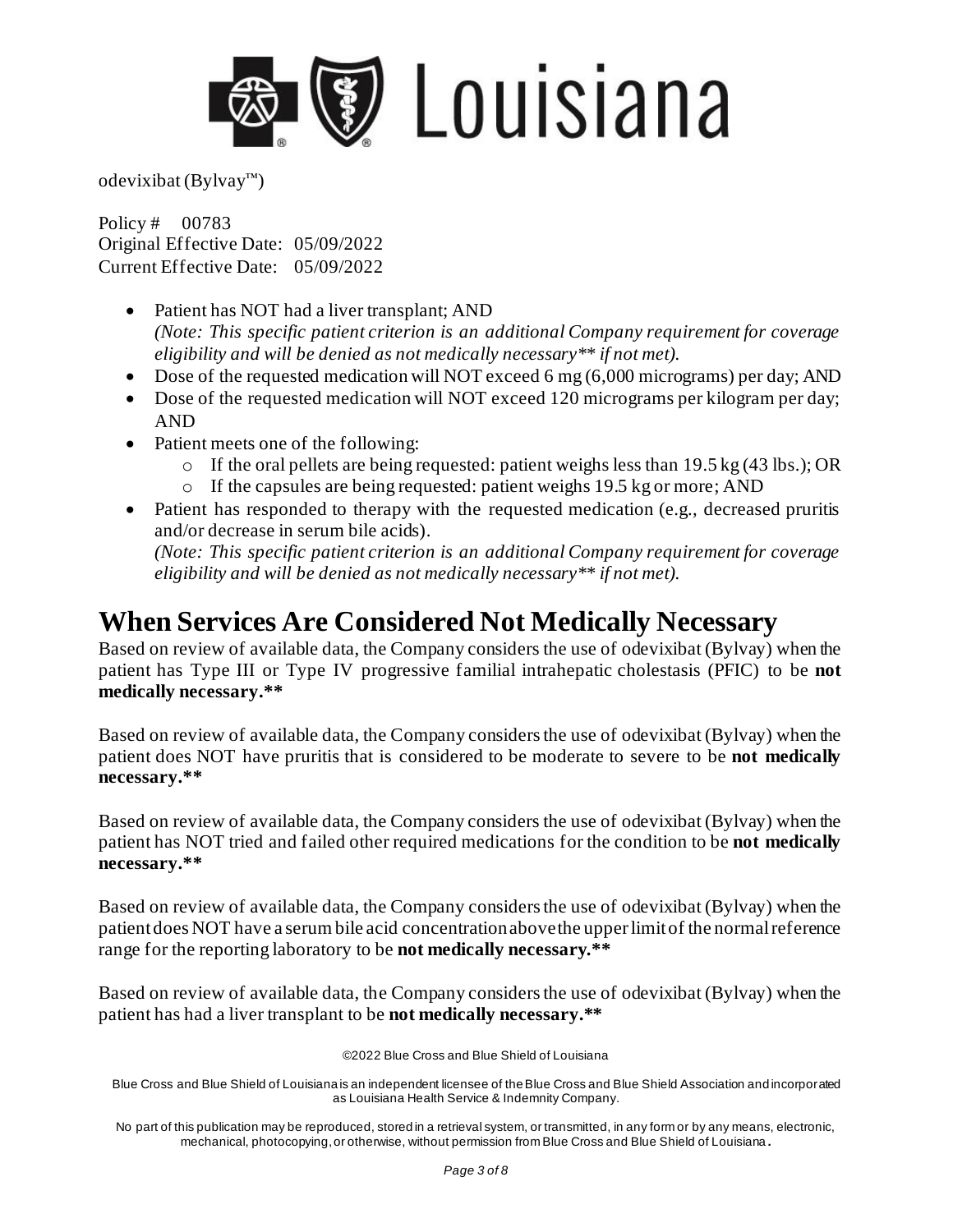- Patient has NOT had a liver transplant; AND
  *(Note: This specific patient criterion is an additional Company requirement for coverage eligibility and will be denied as not medically necessary** if not met).*
- Dose of the requested medication will NOT exceed 6 mg (6,000 micrograms) per day; AND
- Dose of the requested medication will NOT exceed 120 micrograms per kilogram per day; AND
- Patient meets one of the following:
  - If the oral pellets are being requested: patient weighs less than 19.5 kg (43 lbs.); OR
  - If the capsules are being requested: patient weighs 19.5 kg or more; AND
- Patient has responded to therapy with the requested medication (e.g., decreased pruritis and/or decrease in serum bile acids).
  *(Note: This specific patient criterion is an additional Company requirement for coverage eligibility and will be denied as not medically necessary** if not met).*

# When Services Are Considered Not Medically Necessary

Based on review of available data, the Company considers the use of odevixibat (Bylvay) when the patient has Type III or Type IV progressive familial intrahepatic cholestasis (PFIC) to be **not medically necessary.****

Based on review of available data, the Company considers the use of odevixibat (Bylvay) when the patient does NOT have pruritis that is considered to be moderate to severe to be **not medically necessary.****

Based on review of available data, the Company considers the use of odevixibat (Bylvay) when the patient has NOT tried and failed other required medications for the condition to be **not medically necessary.****

Based on review of available data, the Company considers the use of odevixibat (Bylvay) when the patient does NOT have a serum bile acid concentration above the upper limit of the normal reference range for the reporting laboratory to be **not medically necessary.****

Based on review of available data, the Company considers the use of odevixibat (Bylvay) when the patient has had a liver transplant to be **not medically necessary.****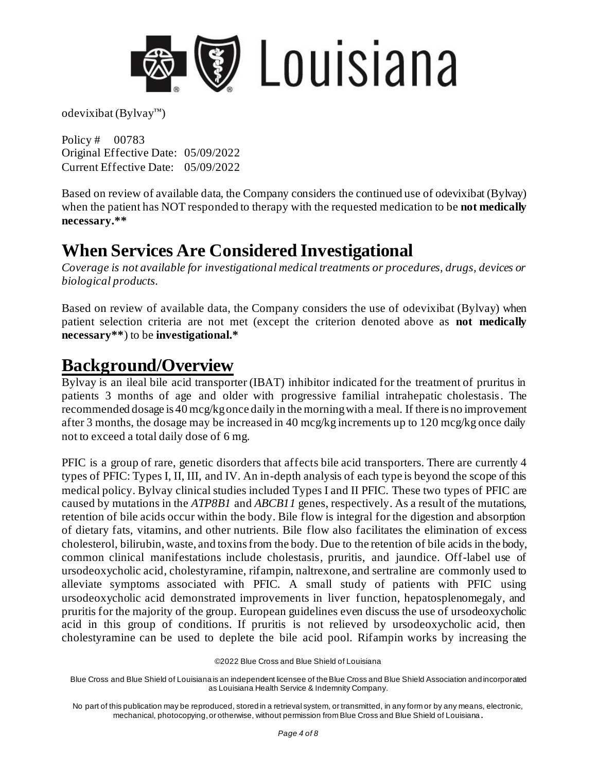odevixibat (Bylvay™)

Policy # 00783
Original Effective Date: 05/09/2022
Current Effective Date: 05/09/2022

Based on review of available data, the Company considers the continued use of odevixibat (Bylvay) when the patient has NOT responded to therapy with the requested medication to be **not medically necessary.****

# When Services Are Considered Investigational

*Coverage is not available for investigational medical treatments or procedures, drugs, devices or biological products.*

Based on review of available data, the Company considers the use of odevixibat (Bylvay) when patient selection criteria are not met (except the criterion denoted above as **not medically necessary****) to be **investigational.***

# Background/Overview

Bylvay is an ileal bile acid transporter (IBAT) inhibitor indicated for the treatment of pruritus in patients 3 months of age and older with progressive familial intrahepatic cholestasis. The recommended dosage is 40 mcg/kg once daily in the morning with a meal. If there is no improvement after 3 months, the dosage may be increased in 40 mcg/kg increments up to 120 mcg/kg once daily not to exceed a total daily dose of 6 mg.

PFIC is a group of rare, genetic disorders that affects bile acid transporters. There are currently 4 types of PFIC: Types I, II, III, and IV. An in-depth analysis of each type is beyond the scope of this medical policy. Bylvay clinical studies included Types I and II PFIC. These two types of PFIC are caused by mutations in the *ATP8B1* and *ABCB11* genes, respectively. As a result of the mutations, retention of bile acids occur within the body. Bile flow is integral for the digestion and absorption of dietary fats, vitamins, and other nutrients. Bile flow also facilitates the elimination of excess cholesterol, bilirubin, waste, and toxins from the body. Due to the retention of bile acids in the body, common clinical manifestations include cholestasis, pruritis, and jaundice. Off-label use of ursodeoxycholic acid, cholestyramine, rifampin, naltrexone, and sertraline are commonly used to alleviate symptoms associated with PFIC. A small study of patients with PFIC using ursodeoxycholic acid demonstrated improvements in liver function, hepatosplenomegaly, and pruritis for the majority of the group. European guidelines even discuss the use of ursodeoxycholic acid in this group of conditions. If pruritis is not relieved by ursodeoxycholic acid, then cholestyramine can be used to deplete the bile acid pool. Rifampin works by increasing the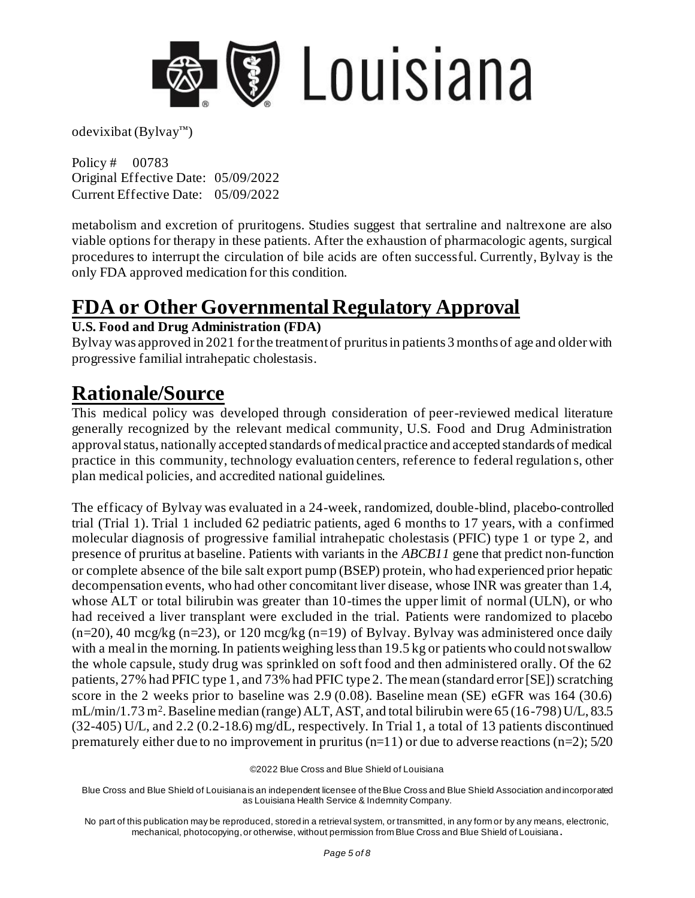metabolism and excretion of pruritogens. Studies suggest that sertraline and naltrexone are also viable options for therapy in these patients. After the exhaustion of pharmacologic agents, surgical procedures to interrupt the circulation of bile acids are often successful. Currently, Bylvay is the only FDA approved medication for this condition.

# FDA or Other Governmental Regulatory Approval

**U.S. Food and Drug Administration (FDA)**

Bylvay was approved in 2021 for the treatment of pruritus in patients 3 months of age and older with progressive familial intrahepatic cholestasis.

# Rationale/Source

This medical policy was developed through consideration of peer-reviewed medical literature generally recognized by the relevant medical community, U.S. Food and Drug Administration approval status, nationally accepted standards of medical practice and accepted standards of medical practice in this community, technology evaluation centers, reference to federal regulations, other plan medical policies, and accredited national guidelines.

The efficacy of Bylvay was evaluated in a 24-week, randomized, double-blind, placebo-controlled trial (Trial 1). Trial 1 included 62 pediatric patients, aged 6 months to 17 years, with a confirmed molecular diagnosis of progressive familial intrahepatic cholestasis (PFIC) type 1 or type 2, and presence of pruritus at baseline. Patients with variants in the *ABCB11* gene that predict non-function or complete absence of the bile salt export pump (BSEP) protein, who had experienced prior hepatic decompensation events, who had other concomitant liver disease, whose INR was greater than 1.4, whose ALT or total bilirubin was greater than 10-times the upper limit of normal (ULN), or who had received a liver transplant were excluded in the trial. Patients were randomized to placebo (n=20), 40 mcg/kg (n=23), or 120 mcg/kg (n=19) of Bylvay. Bylvay was administered once daily with a meal in the morning. In patients weighing less than 19.5 kg or patients who could not swallow the whole capsule, study drug was sprinkled on soft food and then administered orally. Of the 62 patients, 27% had PFIC type 1, and 73% had PFIC type 2. The mean (standard error [SE]) scratching score in the 2 weeks prior to baseline was 2.9 (0.08). Baseline mean (SE) eGFR was 164 (30.6) mL/min/1.73 $m^2$. Baseline median (range) ALT, AST, and total bilirubin were 65 (16-798) U/L, 83.5 (32-405) U/L, and 2.2 (0.2-18.6) mg/dL, respectively. In Trial 1, a total of 13 patients discontinued prematurely either due to no improvement in pruritus (n=11) or due to adverse reactions (n=2); 5/20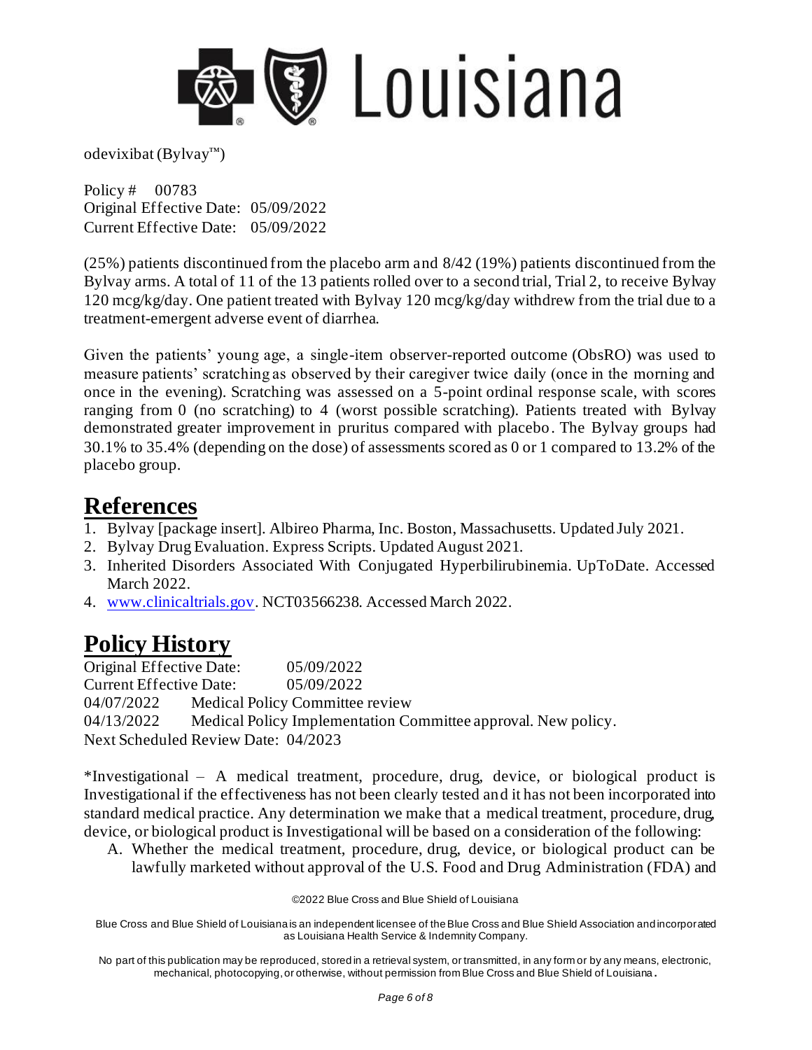(25%) patients discontinued from the placebo arm and 8/42 (19%) patients discontinued from the Bylvay arms. A total of 11 of the 13 patients rolled over to a second trial, Trial 2, to receive Bylvay 120 mcg/kg/day. One patient treated with Bylvay 120 mcg/kg/day withdrew from the trial due to a treatment-emergent adverse event of diarrhea.

Given the patients' young age, a single-item observer-reported outcome (ObsRO) was used to measure patients' scratching as observed by their caregiver twice daily (once in the morning and once in the evening). Scratching was assessed on a 5-point ordinal response scale, with scores ranging from 0 (no scratching) to 4 (worst possible scratching). Patients treated with Bylvay demonstrated greater improvement in pruritus compared with placebo. The Bylvay groups had 30.1% to 35.4% (depending on the dose) of assessments scored as 0 or 1 compared to 13.2% of the placebo group.

## References

1. Bylvay [package insert]. Albireo Pharma, Inc. Boston, Massachusetts. Updated July 2021.
2. Bylvay Drug Evaluation. Express Scripts. Updated August 2021.
3. Inherited Disorders Associated With Conjugated Hyperbilirubinemia. UpToDate. Accessed March 2022.
4. www.clinicaltrials.gov. NCT03566238. Accessed March 2022.

## Policy History

Original Effective Date: 05/09/2022
Current Effective Date: 05/09/2022
04/07/2022 Medical Policy Committee review
04/13/2022 Medical Policy Implementation Committee approval. New policy.
Next Scheduled Review Date: 04/2023

*Investigational – A medical treatment, procedure, drug, device, or biological product is Investigational if the effectiveness has not been clearly tested and it has not been incorporated into standard medical practice. Any determination we make that a medical treatment, procedure, drug, device, or biological product is Investigational will be based on a consideration of the following:

A. Whether the medical treatment, procedure, drug, device, or biological product can be lawfully marketed without approval of the U.S. Food and Drug Administration (FDA) and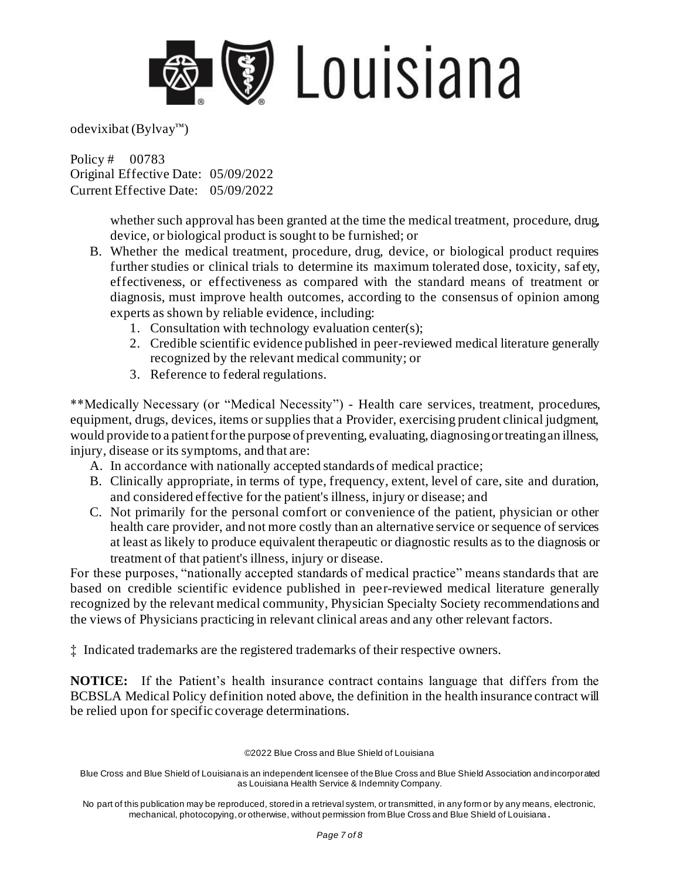odevixibat (Bylvay™)

Policy # 00783
Original Effective Date: 05/09/2022
Current Effective Date: 05/09/2022

whether such approval has been granted at the time the medical treatment, procedure, drug, device, or biological product is sought to be furnished; or

B. Whether the medical treatment, procedure, drug, device, or biological product requires further studies or clinical trials to determine its maximum tolerated dose, toxicity, safety, effectiveness, or effectiveness as compared with the standard means of treatment or diagnosis, must improve health outcomes, according to the consensus of opinion among experts as shown by reliable evidence, including:
   1. Consultation with technology evaluation center(s);
   2. Credible scientific evidence published in peer-reviewed medical literature generally recognized by the relevant medical community; or
   3. Reference to federal regulations.

**Medically Necessary (or "Medical Necessity") - Health care services, treatment, procedures, equipment, drugs, devices, items or supplies that a Provider, exercising prudent clinical judgment, would provide to a patient for the purpose of preventing, evaluating, diagnosing or treating an illness, injury, disease or its symptoms, and that are:

A. In accordance with nationally accepted standards of medical practice;
B. Clinically appropriate, in terms of type, frequency, extent, level of care, site and duration, and considered effective for the patient's illness, injury or disease; and
C. Not primarily for the personal comfort or convenience of the patient, physician or other health care provider, and not more costly than an alternative service or sequence of services at least as likely to produce equivalent therapeutic or diagnostic results as to the diagnosis or treatment of that patient's illness, injury or disease.

For these purposes, "nationally accepted standards of medical practice" means standards that are based on credible scientific evidence published in peer-reviewed medical literature generally recognized by the relevant medical community, Physician Specialty Society recommendations and the views of Physicians practicing in relevant clinical areas and any other relevant factors.

‡ Indicated trademarks are the registered trademarks of their respective owners.

**NOTICE:** If the Patient's health insurance contract contains language that differs from the BCBSLA Medical Policy definition noted above, the definition in the health insurance contract will be relied upon for specific coverage determinations.

©2022 Blue Cross and Blue Shield of Louisiana

Blue Cross and Blue Shield of Louisiana is an independent licensee of the Blue Cross and Blue Shield Association and incorporated as Louisiana Health Service & Indemnity Company.

No part of this publication may be reproduced, stored in a retrieval system, or transmitted, in any form or by any means, electronic, mechanical, photocopying, or otherwise, without permission from Blue Cross and Blue Shield of Louisiana.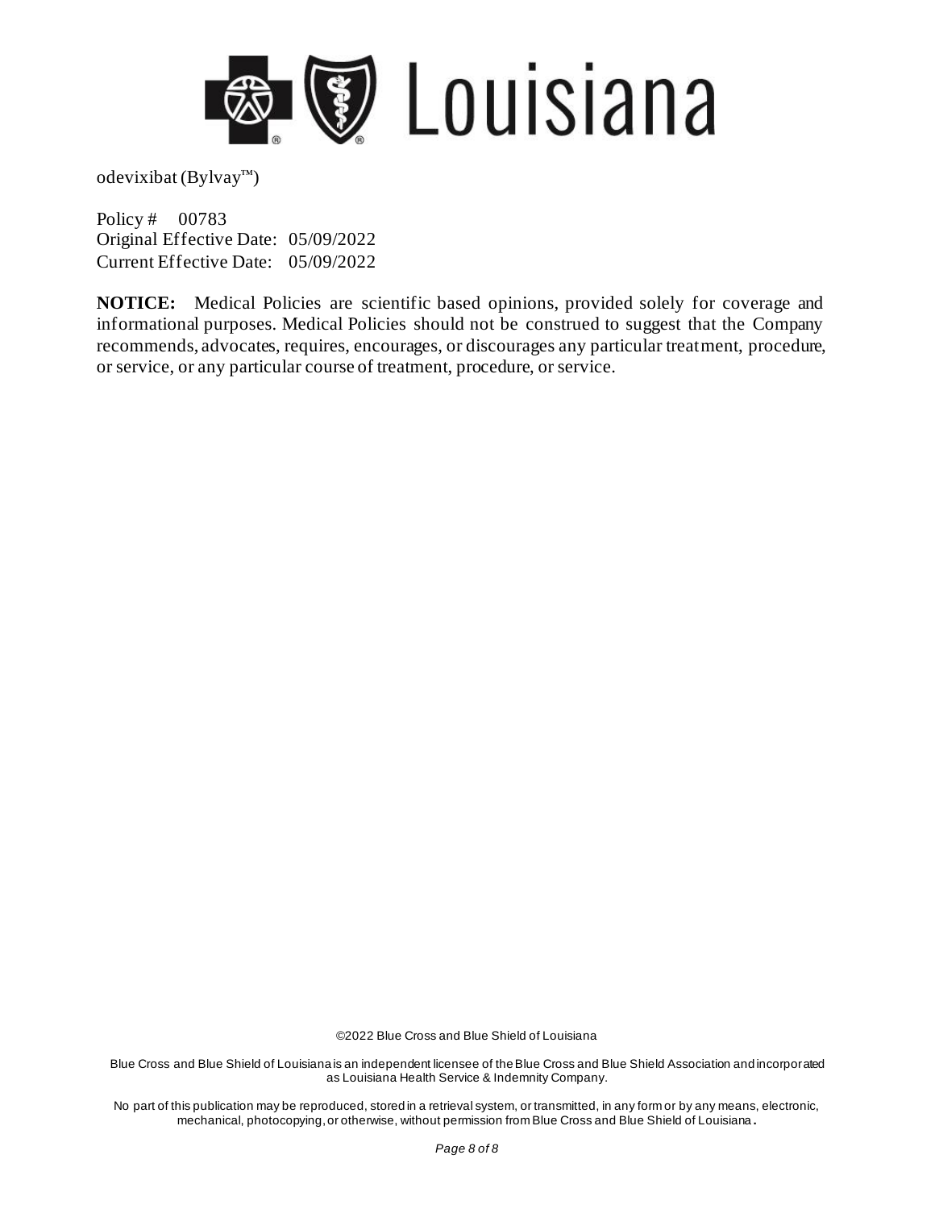odevixibat (Bylvay™)

Policy # 00783
Original Effective Date: 05/09/2022
Current Effective Date: 05/09/2022

**NOTICE:** Medical Policies are scientific based opinions, provided solely for coverage and informational purposes. Medical Policies should not be construed to suggest that the Company recommends, advocates, requires, encourages, or discourages any particular treatment, procedure, or service, or any particular course of treatment, procedure, or service.

©2022 Blue Cross and Blue Shield of Louisiana

Blue Cross and Blue Shield of Louisiana is an independent licensee of the Blue Cross and Blue Shield Association and incorporated as Louisiana Health Service & Indemnity Company.

No part of this publication may be reproduced, stored in a retrieval system, or transmitted, in any form or by any means, electronic, mechanical, photocopying, or otherwise, without permission from Blue Cross and Blue Shield of Louisiana.